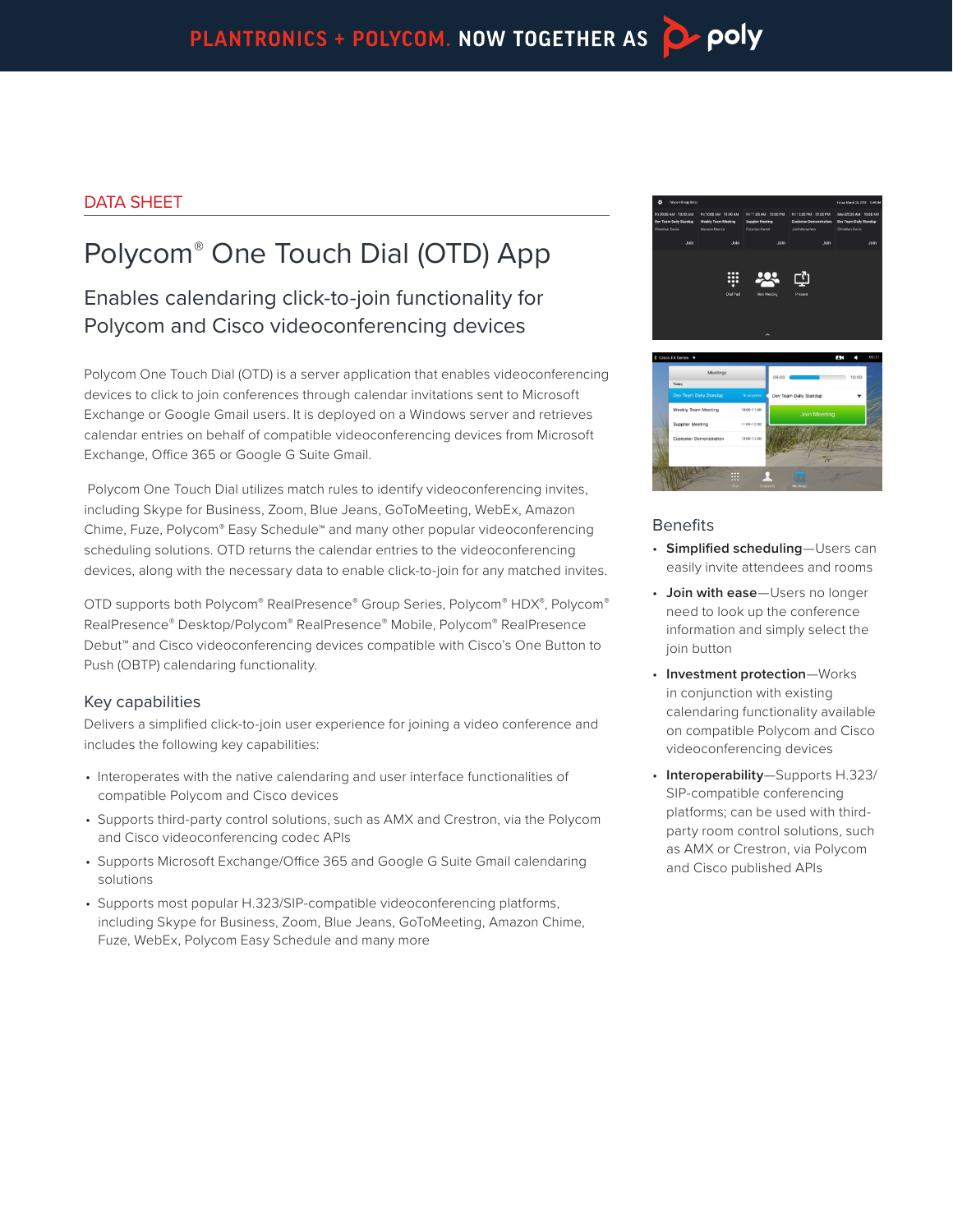PLANTRONICS + POLYCOM. NOW TOGETHER AS poly

DATA SHEET

# Polycom® One Touch Dial (OTD) App

## Enables calendaring click-to-join functionality for Polycom and Cisco videoconferencing devices

Polycom One Touch Dial (OTD) is a server application that enables videoconferencing devices to click to join conferences through calendar invitations sent to Microsoft Exchange or Google Gmail users. It is deployed on a Windows server and retrieves calendar entries on behalf of compatible videoconferencing devices from Microsoft Exchange, Office 365 or Google G Suite Gmail.

Polycom One Touch Dial utilizes match rules to identify videoconferencing invites, including Skype for Business, Zoom, Blue Jeans, GoToMeeting, WebEx, Amazon Chime, Fuze, Polycom® Easy Schedule™ and many other popular videoconferencing scheduling solutions. OTD returns the calendar entries to the videoconferencing devices, along with the necessary data to enable click-to-join for any matched invites.

OTD supports both Polycom® RealPresence® Group Series, Polycom® HDX®, Polycom® RealPresence® Desktop/Polycom® RealPresence® Mobile, Polycom® RealPresence Debut™ and Cisco videoconferencing devices compatible with Cisco's One Button to Push (OBTP) calendaring functionality.

### Key capabilities

Delivers a simplified click-to-join user experience for joining a video conference and includes the following key capabilities:

- Interoperates with the native calendaring and user interface functionalities of compatible Polycom and Cisco devices
- Supports third-party control solutions, such as AMX and Crestron, via the Polycom and Cisco videoconferencing codec APIs
- Supports Microsoft Exchange/Office 365 and Google G Suite Gmail calendaring solutions
- Supports most popular H.323/SIP-compatible videoconferencing platforms, including Skype for Business, Zoom, Blue Jeans, GoToMeeting, Amazon Chime, Fuze, WebEx, Polycom Easy Schedule and many more

### Benefits

- **Simplified scheduling**—Users can easily invite attendees and rooms
- **Join with ease**—Users no longer need to look up the conference information and simply select the join button
- **Investment protection**—Works in conjunction with existing calendaring functionality available on compatible Polycom and Cisco videoconferencing devices
- **Interoperability**—Supports H.323/SIP-compatible conferencing platforms; can be used with third-party room control solutions, such as AMX or Crestron, via Polycom and Cisco published APIs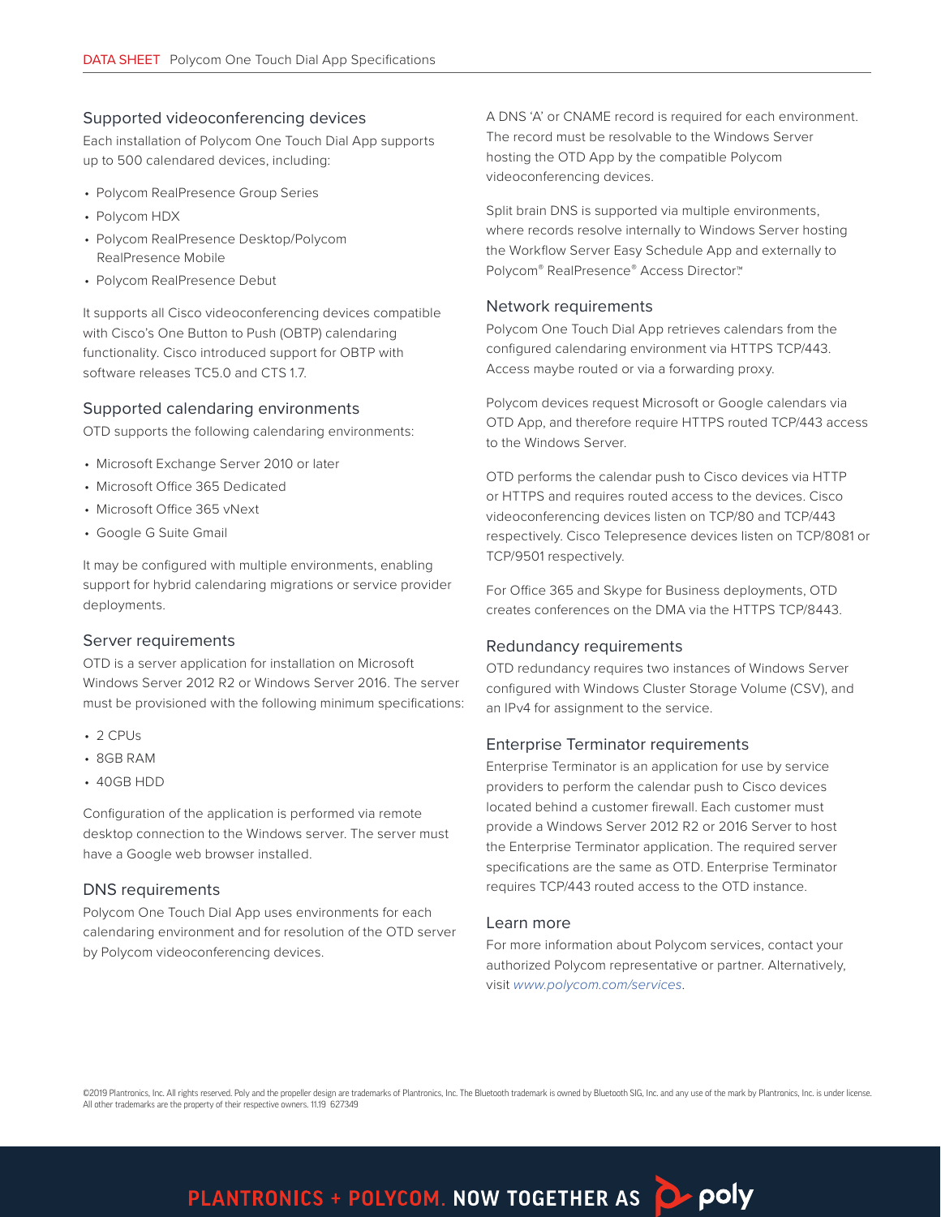## Supported videoconferencing devices

Each installation of Polycom One Touch Dial App supports up to 500 calendared devices, including:

- Polycom RealPresence Group Series
- Polycom HDX
- Polycom RealPresence Desktop/Polycom RealPresence Mobile
- Polycom RealPresence Debut

It supports all Cisco videoconferencing devices compatible with Cisco's One Button to Push (OBTP) calendaring functionality. Cisco introduced support for OBTP with software releases TC5.0 and CTS 1.7.

## Supported calendaring environments

OTD supports the following calendaring environments:

- Microsoft Exchange Server 2010 or later
- Microsoft Office 365 Dedicated
- Microsoft Office 365 vNext
- Google G Suite Gmail

It may be configured with multiple environments, enabling support for hybrid calendaring migrations or service provider deployments.

## Server requirements

OTD is a server application for installation on Microsoft Windows Server 2012 R2 or Windows Server 2016. The server must be provisioned with the following minimum specifications:

- 2 CPUs
- 8GB RAM
- 40GB HDD

Configuration of the application is performed via remote desktop connection to the Windows server. The server must have a Google web browser installed.

## DNS requirements

Polycom One Touch Dial App uses environments for each calendaring environment and for resolution of the OTD server by Polycom videoconferencing devices.

A DNS 'A' or CNAME record is required for each environment. The record must be resolvable to the Windows Server hosting the OTD App by the compatible Polycom videoconferencing devices.

Split brain DNS is supported via multiple environments, where records resolve internally to Windows Server hosting the Workflow Server Easy Schedule App and externally to Polycom® RealPresence® Access Director™.

## Network requirements

Polycom One Touch Dial App retrieves calendars from the configured calendaring environment via HTTPS TCP/443. Access maybe routed or via a forwarding proxy.

Polycom devices request Microsoft or Google calendars via OTD App, and therefore require HTTPS routed TCP/443 access to the Windows Server.

OTD performs the calendar push to Cisco devices via HTTP or HTTPS and requires routed access to the devices. Cisco videoconferencing devices listen on TCP/80 and TCP/443 respectively. Cisco Telepresence devices listen on TCP/8081 or TCP/9501 respectively.

For Office 365 and Skype for Business deployments, OTD creates conferences on the DMA via the HTTPS TCP/8443.

## Redundancy requirements

OTD redundancy requires two instances of Windows Server configured with Windows Cluster Storage Volume (CSV), and an IPv4 for assignment to the service.

## Enterprise Terminator requirements

Enterprise Terminator is an application for use by service providers to perform the calendar push to Cisco devices located behind a customer firewall. Each customer must provide a Windows Server 2012 R2 or 2016 Server to host the Enterprise Terminator application. The required server specifications are the same as OTD. Enterprise Terminator requires TCP/443 routed access to the OTD instance.

## Learn more

For more information about Polycom services, contact your authorized Polycom representative or partner. Alternatively, visit *www.polycom.com/services*.

©2019 Plantronics, Inc. All rights reserved. Poly and the propeller design are trademarks of Plantronics, Inc. The Bluetooth trademark is owned by Bluetooth SIG, Inc. and any use of the mark by Plantronics, Inc. is under license. All other trademarks are the property of their respective owners. 11.19 627349

PLANTRONICS + POLYCOM. NOW TOGETHER AS poly